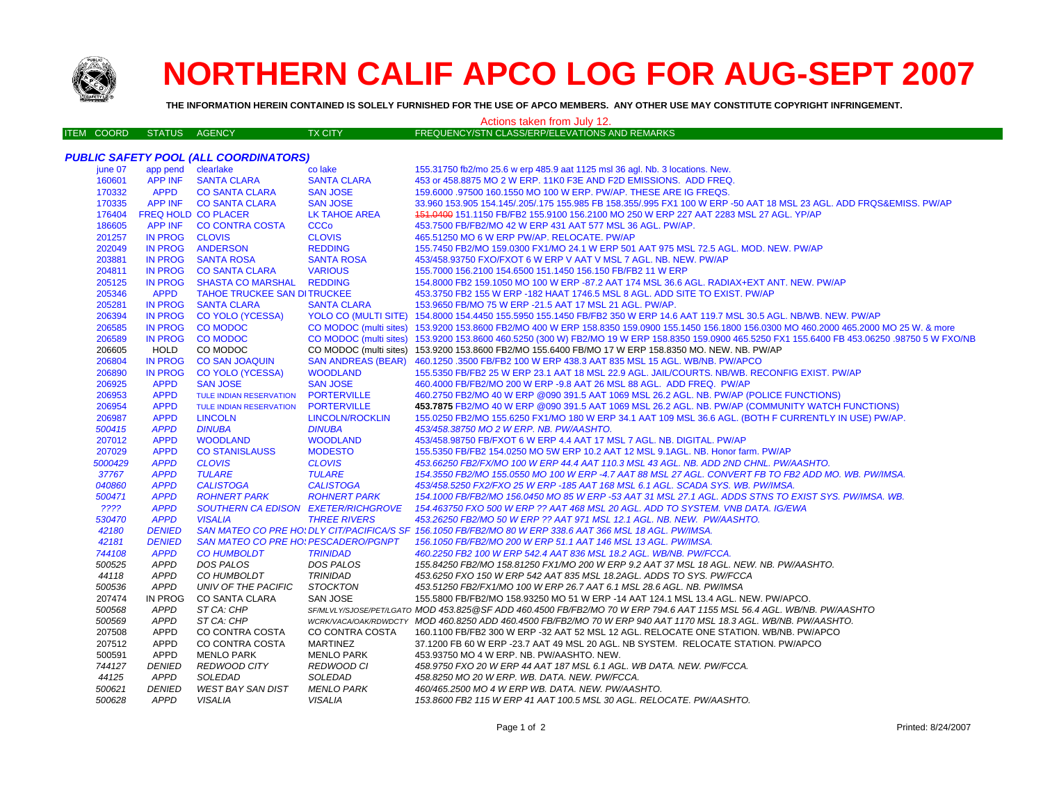# NORTHERN CALIF APCO LOG FOR AUG-SEPT 2007

**THE INFORMATION HEREIN CONTAINED IS SOLELY FURNISHED FOR THE USE OF APCO MEMBERS. ANY OTHER USE MAY CONSTITUTE COPYRIGHT INFRINGEMENT.**

Actions taken from July 12.

| ITEM | COORD | STATUS | AGENCY | TX CITY | FREQUENCY/STN CLASS/ERP/ELEVATIONS AND REMARKS |
|---|---|---|---|---|---|
| ***PUBLIC SAFETY POOL (ALL COORDINATORS)*** | | | | | |
| | june 07 | app pend | clearlake | co lake | 155.31750 fb2/mo 25.6 w erp 485.9 aat 1125 msl 36 agl. Nb. 3 locations. New. |
| | 160601 | APP INF | SANTA CLARA | SANTA CLARA | 453 or 458.8875 MO 2 W ERP. 11K0 F3E AND F2D EMISSIONS. ADD FREQ. |
| | 170332 | APPD | CO SANTA CLARA | SAN JOSE | 159.6000 .97500 160.1550 MO 100 W ERP. PW/AP. THESE ARE IG FREQS. |
| | 170335 | APP INF | CO SANTA CLARA | SAN JOSE | 33.960 153.905 154.145/.205/.175 155.985 FB 158.355/.995 FX1 100 W ERP -50 AAT 18 MSL 23 AGL. ADD FRQS&EMISS. PW/AP |
| | 176404 | FREQ HOLD | CO PLACER | LK TAHOE AREA | ~~151.0400~~ 151.1150 FB/FB2 155.9100 156.2100 MO 250 W ERP 227 AAT 2283 MSL 27 AGL. YP/AP |
| | 186605 | APP INF | CO CONTRA COSTA | CCCo | 453.7500 FB/FB2/MO 42 W ERP 431 AAT 577 MSL 36 AGL. PW/AP. |
| | 201257 | IN PROG | CLOVIS | CLOVIS | 465.51250 MO 6 W ERP PW/AP. RELOCATE. PW/AP |
| | 202049 | IN PROG | ANDERSON | REDDING | 155.7450 FB2/MO 159.0300 FX1/MO 24.1 W ERP 501 AAT 975 MSL 72.5 AGL. MOD. NEW. PW/AP |
| | 203881 | IN PROG | SANTA ROSA | SANTA ROSA | 453/458.93750 FXO/FXOT 6 W ERP V AAT V MSL 7 AGL. NB. NEW. PW/AP |
| | 204811 | IN PROG | CO SANTA CLARA | VARIOUS | 155.7000 156.2100 154.6500 151.1450 156.150 FB/FB2 11 W ERP |
| | 205125 | IN PROG | SHASTA CO MARSHAL | REDDING | 154.8000 FB2 159.1050 MO 100 W ERP -87.2 AAT 174 MSL 36.6 AGL. RADIAX+EXT ANT. NEW. PW/AP |
| | 205346 | APPD | TAHOE TRUCKEE SAN DI | TRUCKEE | 453.3750 FB2 155 W ERP -182 HAAT 1746.5 MSL 8 AGL. ADD SITE TO EXIST. PW/AP |
| | 205281 | IN PROG | SANTA CLARA | SANTA CLARA | 153.9650 FB/MO 75 W ERP -21.5 AAT 17 MSL 21 AGL. PW/AP. |
| | 206394 | IN PROG | CO YOLO (YCESSA) | YOLO CO (MULTI SITE) | 154.8000 154.4450 155.5950 155.1450 FB/FB2 350 W ERP 14.6 AAT 119.7 MSL 30.5 AGL. NB/WB. NEW. PW/AP |
| | 206585 | IN PROG | CO MODOC | CO MODOC (multi sites) | 153.9200 153.8600 FB2/MO 400 W ERP 158.8350 159.0900 155.1450 156.1800 156.0300 MO 460.2000 465.2000 MO 25 W. & more |
| | 206589 | IN PROG | CO MODOC | CO MODOC (multi sites) | 153.9200 153.8600 460.5250 (300 W) FB2/MO 19 W ERP 158.8350 159.0900 465.5250 FX1 155.6400 FB 453.06250 .98750 5 W FXO/NB |
| | 206605 | HOLD | CO MODOC | CO MODOC (multi sites) | 153.9200 153.8600 FB2/MO 155.6400 FB/MO 17 W ERP 158.8350 MO. NEW. NB. PW/AP |
| | 206804 | IN PROG | CO SAN JOAQUIN | SAN ANDREAS (BEAR) | 460.1250 .3500 FB/FB2 100 W ERP 438.3 AAT 835 MSL 15 AGL. WB/NB. PW/APCO |
| | 206890 | IN PROG | CO YOLO (YCESSA) | WOODLAND | 155.5350 FB/FB2 25 W ERP 23.1 AAT 18 MSL 22.9 AGL. JAIL/COURTS. NB/WB. RECONFIG EXIST. PW/AP |
| | 206925 | APPD | SAN JOSE | SAN JOSE | 460.4000 FB/FB2/MO 200 W ERP -9.8 AAT 26 MSL 88 AGL. ADD FREQ. PW/AP |
| | 206953 | APPD | TULE INDIAN RESERVATION | PORTERVILLE | 460.2750 FB2/MO 40 W ERP @090 391.5 AAT 1069 MSL 26.2 AGL. NB. PW/AP (POLICE FUNCTIONS) |
| | 206954 | APPD | TULE INDIAN RESERVATION | PORTERVILLE | **453.7875** FB2/MO 40 W ERP @090 391.5 AAT 1069 MSL 26.2 AGL. NB. PW/AP (COMMUNITY WATCH FUNCTIONS) |
| | 206987 | APPD | LINCOLN | LINCOLN/ROCKLIN | 155.0250 FB2/MO 155.6250 FX1/MO 180 W ERP 34.1 AAT 109 MSL 36.6 AGL. (BOTH F CURRENTLY IN USE) PW/AP. |
| | *500415* | *APPD* | *DINUBA* | *DINUBA* | *453/458.38750 MO 2 W ERP. NB. PW/AASHTO.* |
| | 207012 | APPD | WOODLAND | WOODLAND | 453/458.98750 FB/FXOT 6 W ERP 4.4 AAT 17 MSL 7 AGL. NB. DIGITAL. PW/AP |
| | 207029 | APPD | CO STANISLAUSS | MODESTO | 155.5350 FB/FB2 154.0250 MO 5W ERP 10.2 AAT 12 MSL 9.1AGL. NB. Honor farm. PW/AP |
| | *5000429* | *APPD* | *CLOVIS* | *CLOVIS* | *453.66250 FB2/FX/MO 100 W ERP 44.4 AAT 110.3 MSL 43 AGL. NB. ADD 2ND CHNL. PW/AASHTO.* |
| | *37767* | *APPD* | *TULARE* | *TULARE* | *154.3550 FB2/MO 155.0550 MO 100 W ERP -4.7 AAT 88 MSL 27 AGL. CONVERT FB TO FB2 ADD MO. WB. PW/IMSA.* |
| | *040860* | *APPD* | *CALISTOGA* | *CALISTOGA* | *453/458.5250 FX2/FXO 25 W ERP -185 AAT 168 MSL 6.1 AGL. SCADA SYS. WB. PW/IMSA.* |
| | *500471* | *APPD* | *ROHNERT PARK* | *ROHNERT PARK* | *154.1000 FB/FB2/MO 156.0450 MO 85 W ERP -53 AAT 31 MSL 27.1 AGL. ADDS STNS TO EXIST SYS. PW/IMSA. WB.* |
| | *????* | *APPD* | *SOUTHERN CA EDISON* | *EXETER/RICHGROVE* | *154.463750 FXO 500 W ERP ?? AAT 468 MSL 20 AGL. ADD TO SYSTEM. VNB DATA. IG/EWA* |
| | *530470* | *APPD* | *VISALIA* | *THREE RIVERS* | *453.26250 FB2/MO 50 W ERP ?? AAT 971 MSL 12.1 AGL. NB. NEW. PW/AASHTO.* |
| | *42180* | *DENIED* | *SAN MATEO CO PRE HO:* | *DLY CIT/PACIFICA/S SF* | *156.1050 FB/FB2/MO 80 W ERP 338.6 AAT 366 MSL 18 AGL. PW/IMSA.* |
| | *42181* | *DENIED* | *SAN MATEO CO PRE HO:* | *PESCADERO/PGNPT* | *156.1050 FB/FB2/MO 200 W ERP 51.1 AAT 146 MSL 13 AGL. PW/IMSA.* |
| | *744108* | *APPD* | *CO HUMBOLDT* | *TRINIDAD* | *460.2250 FB2 100 W ERP 542.4 AAT 836 MSL 18.2 AGL. WB/NB. PW/FCCA.* |
| | *500525* | *APPD* | *DOS PALOS* | *DOS PALOS* | *155.84250 FB2/MO 158.81250 FX1/MO 200 W ERP 9.2 AAT 37 MSL 18 AGL. NEW. NB. PW/AASHTO.* |
| | *44118* | *APPD* | *CO HUMBOLDT* | *TRINIDAD* | *453.6250 FXO 150 W ERP 542 AAT 835 MSL 18.2AGL. ADDS TO SYS. PW/FCCA* |
| | *500536* | *APPD* | *UNIV OF THE PACIFIC* | *STOCKTON* | *453.51250 FB2/FX1/MO 100 W ERP 26.7 AAT 6.1 MSL 28.6 AGL. NB. PW/IMSA* |
| | 207474 | IN PROG | CO SANTA CLARA | SAN JOSE | 155.5800 FB/FB2/MO 158.93250 MO 51 W ERP -14 AAT 124.1 MSL 13.4 AGL. NEW. PW/APCO. |
| | *500568* | *APPD* | *ST CA: CHP* | *SF/MLVLY/SJOSE/PET/LGATO* | *MOD 453.825@SF ADD 460.4500 FB/FB2/MO 70 W ERP 794.6 AAT 1155 MSL 56.4 AGL. WB/NB. PW/AASHTO* |
| | *500569* | *APPD* | *ST CA: CHP* | *WCRK/VACA/OAK/RDWDCTY* | *MOD 460.8250 ADD 460.4500 FB/FB2/MO 70 W ERP 940 AAT 1170 MSL 18.3 AGL. WB/NB. PW/AASHTO.* |
| | 207508 | APPD | CO CONTRA COSTA | CO CONTRA COSTA | 160.1100 FB/FB2 300 W ERP -32 AAT 52 MSL 12 AGL. RELOCATE ONE STATION. WB/NB. PW/APCO |
| | 207512 | APPD | CO CONTRA COSTA | MARTINEZ | 37.1200 FB 60 W ERP -23.7 AAT 49 MSL 20 AGL. NB SYSTEM. RELOCATE STATION. PW/APCO |
| | 500591 | APPD | MENLO PARK | MENLO PARK | 453.93750 MO 4 W ERP. NB. PW/AASHTO. NEW. |
| | *744127* | *DENIED* | *REDWOOD CITY* | *REDWOOD CI* | *458.9750 FXO 20 W ERP 44 AAT 187 MSL 6.1 AGL. WB DATA. NEW. PW/FCCA.* |
| | *44125* | *APPD* | *SOLEDAD* | *SOLEDAD* | *458.8250 MO 20 W ERP. WB. DATA. NEW. PW/FCCA.* |
| | *500621* | *DENIED* | *WEST BAY SAN DIST* | *MENLO PARK* | *460/465.2500 MO 4 W ERP WB. DATA. NEW. PW/AASHTO.* |
| | *500628* | *APPD* | *VISALIA* | *VISALIA* | *153.8600 FB2 115 W ERP 41 AAT 100.5 MSL 30 AGL. RELOCATE. PW/AASHTO.* |

Printed: 8/24/2007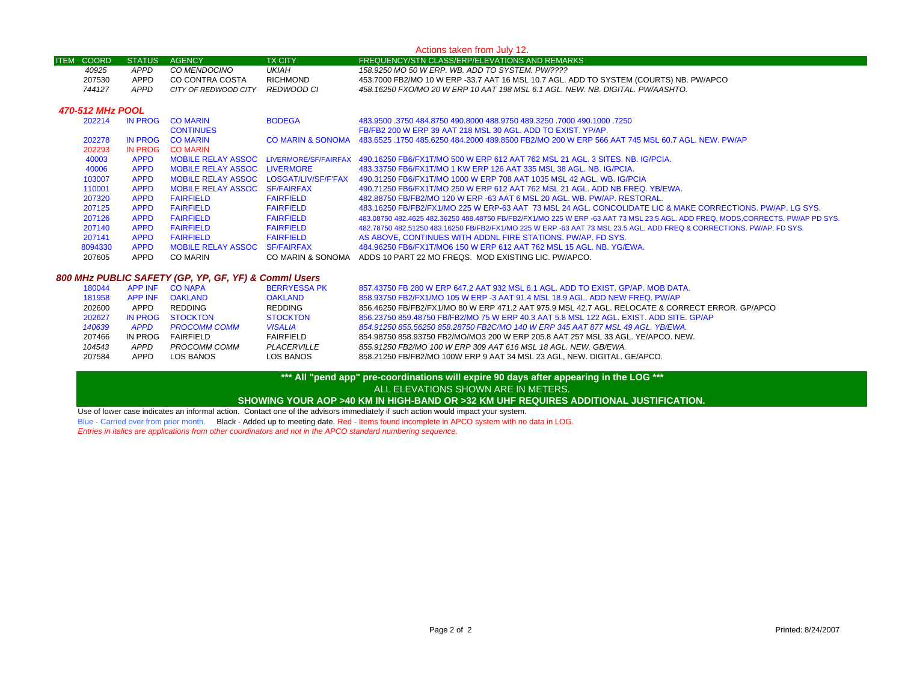Actions taken from July 12.

| ITEM | COORD | STATUS | AGENCY | TX CITY | FREQUENCY/STN CLASS/ERP/ELEVATIONS AND REMARKS |
|---|---|---|---|---|---|
| | *40925* | *APPD* | *CO MENDOCINO* | *UKIAH* | *158.9250 MO 50 W ERP. WB. ADD TO SYSTEM. PW/????* |
| | 207530 | APPD | CO CONTRA COSTA | RICHMOND | 453.7000 FB2/MO 10 W ERP -33.7 AAT 16 MSL 10.7 AGL. ADD TO SYSTEM (COURTS) NB. PW/APCO |
| | *744127* | *APPD* | *CITY OF REDWOOD CITY* | *REDWOOD CI* | *458.16250 FXO/MO 20 W ERP 10 AAT 198 MSL 6.1 AGL. NEW. NB. DIGITAL. PW/AASHTO.* |

### *470-512 MHz POOL*

| ITEM | COORD | STATUS | AGENCY | TX CITY | FREQUENCY/STN CLASS/ERP/ELEVATIONS AND REMARKS |
|---|---|---|---|---|---|
| | 202214 | IN PROG | CO MARIN | BODEGA | 483.9500 .3750 484.8750 490.8000 488.9750 489.3250 .7000 490.1000 .7250 |
| | | | CONTINUES | | FB/FB2 200 W ERP 39 AAT 218 MSL 30 AGL. ADD TO EXIST. YP/AP. |
| | 202278 | IN PROG | CO MARIN | CO MARIN & SONOMA | 483.6525 .1750 485.6250 484.2000 489.8500 FB2/MO 200 W ERP 566 AAT 745 MSL 60.7 AGL. NEW. PW/AP |
| | 202293 | IN PROG | CO MARIN | | |
| | 40003 | APPD | MOBILE RELAY ASSOC | LIVERMORE/SF/FAIRFAX | 490.16250 FB6/FX1T/MO 500 W ERP 612 AAT 762 MSL 21 AGL. 3 SITES. NB. IG/PCIA. |
| | 40006 | APPD | MOBILE RELAY ASSOC | LIVERMORE | 483.33750 FB6/FX1T/MO 1 KW ERP 126 AAT 335 MSL 38 AGL. NB. IG/PCIA. |
| | 103007 | APPD | MOBILE RELAY ASSOC | LOSGAT/LIV/SF/F'FAX | 490.31250 FB6/FX1T/MO 1000 W ERP 708 AAT 1035 MSL 42 AGL. WB. IG/PCIA |
| | 110001 | APPD | MOBILE RELAY ASSOC | SF/FAIRFAX | 490.71250 FB6/FX1T/MO 250 W ERP 612 AAT 762 MSL 21 AGL. ADD NB FREQ. YB/EWA. |
| | 207320 | APPD | FAIRFIELD | FAIRFIELD | 482.88750 FB/FB2/MO 120 W ERP -63 AAT 6 MSL 20 AGL. WB. PW/AP. RESTORAL. |
| | 207125 | APPD | FAIRFIELD | FAIRFIELD | 483.16250 FB/FB2/FX1/MO 225 W ERP-63 AAT 73 MSL 24 AGL. CONCOLIDATE LIC & MAKE CORRECTIONS. PW/AP. LG SYS. |
| | 207126 | APPD | FAIRFIELD | FAIRFIELD | 483.08750 482.4625 482.36250 488.48750 FB/FB2/FX1/MO 225 W ERP -63 AAT 73 MSL 23.5 AGL. ADD FREQ, MODS,CORRECTS. PW/AP PD SYS. |
| | 207140 | APPD | FAIRFIELD | FAIRFIELD | 482.78750 482.51250 483.16250 FB/FB2/FX1/MO 225 W ERP -63 AAT 73 MSL 23.5 AGL. ADD FREQ & CORRECTIONS. PW/AP. FD SYS. |
| | 207141 | APPD | FAIRFIELD | FAIRFIELD | AS ABOVE, CONTINUES WITH ADDNL FIRE STATIONS. PW/AP. FD SYS. |
| | 8094330 | APPD | MOBILE RELAY ASSOC | SF/FAIRFAX | 484.96250 FB6/FX1T/MO6 150 W ERP 612 AAT 762 MSL 15 AGL. NB. YG/EWA. |
| | 207605 | APPD | CO MARIN | CO MARIN & SONOMA | ADDS 10 PART 22 MO FREQS. MOD EXISTING LIC. PW/APCO. |

### *800 MHz PUBLIC SAFETY (GP, YP, GF, YF) & Comml Users*

| ITEM | COORD | STATUS | AGENCY | TX CITY | FREQUENCY/STN CLASS/ERP/ELEVATIONS AND REMARKS |
|---|---|---|---|---|---|
| | 180044 | APP INF | CO NAPA | BERRYESSA PK | 857.43750 FB 280 W ERP 647.2 AAT 932 MSL 6.1 AGL. ADD TO EXIST. GP/AP. MOB DATA. |
| | 181958 | APP INF | OAKLAND | OAKLAND | 858.93750 FB2/FX1/MO 105 W ERP -3 AAT 91.4 MSL 18.9 AGL. ADD NEW FREQ. PW/AP |
| | 202600 | APPD | REDDING | REDDING | 856.46250 FB/FB2/FX1/MO 80 W ERP 471.2 AAT 975.9 MSL 42.7 AGL. RELOCATE & CORRECT ERROR. GP/APCO |
| | 202627 | IN PROG | STOCKTON | STOCKTON | 856.23750 859.48750 FB/FB2/MO 75 W ERP 40.3 AAT 5.8 MSL 122 AGL. EXIST. ADD SITE. GP/AP |
| | *140639* | *APPD* | *PROCOMM COMM* | *VISALIA* | *854.91250 855.56250 858.28750 FB2C/MO 140 W ERP 345 AAT 877 MSL 49 AGL. YB/EWA.* |
| | 207466 | IN PROG | FAIRFIELD | FAIRFIELD | 854.98750 858.93750 FB2/MO/MO3 200 W ERP 205.8 AAT 257 MSL 33 AGL. YE/APCO. NEW. |
| | *104543* | *APPD* | *PROCOMM COMM* | *PLACERVILLE* | *855.91250 FB2/MO 100 W ERP 309 AAT 616 MSL 18 AGL. NEW. GB/EWA.* |
| | 207584 | APPD | LOS BANOS | LOS BANOS | 858.21250 FB/FB2/MO 100W ERP 9 AAT 34 MSL 23 AGL, NEW. DIGITAL. GE/APCO. |

**\*\*\* All "pend app" pre-coordinations will expire 90 days after appearing in the LOG \*\*\***

ALL ELEVATIONS SHOWN ARE IN METERS.

**SHOWING YOUR AOP >40 KM IN HIGH-BAND OR >32 KM UHF REQUIRES ADDITIONAL JUSTIFICATION.**

Use of lower case indicates an informal action. Contact one of the advisors immediately if such action would impact your system.

Blue - Carried over from prior month. Black - Added up to meeting date. Red - Items found incomplete in APCO system with no data in LOG.

*Entries in italics are applications from other coordinators and not in the APCO standard numbering sequence.*

Printed: 8/24/2007